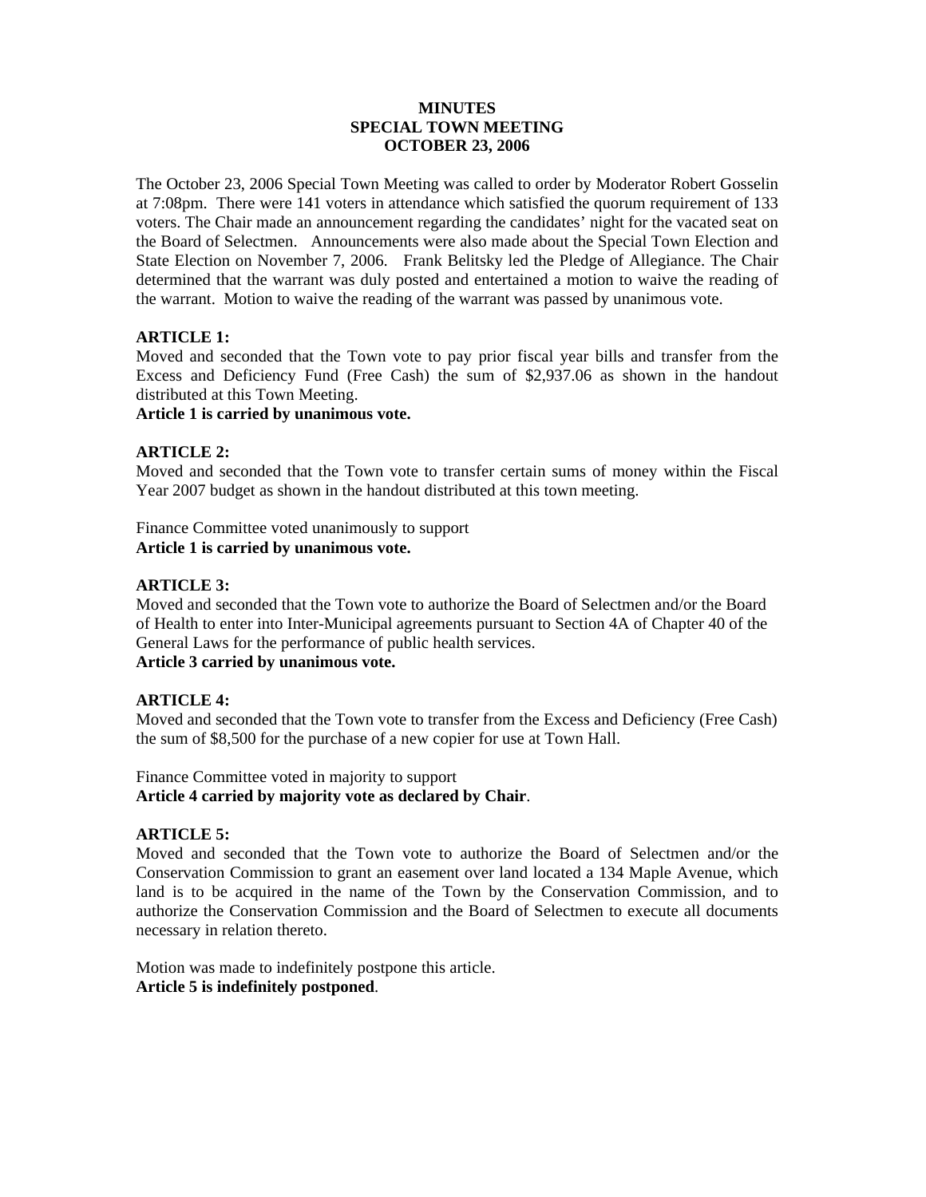# MINUTES
# SPECIAL TOWN MEETING
# OCTOBER 23, 2006

The October 23, 2006 Special Town Meeting was called to order by Moderator Robert Gosselin at 7:08pm. There were 141 voters in attendance which satisfied the quorum requirement of 133 voters. The Chair made an announcement regarding the candidates' night for the vacated seat on the Board of Selectmen. Announcements were also made about the Special Town Election and State Election on November 7, 2006. Frank Belitsky led the Pledge of Allegiance. The Chair determined that the warrant was duly posted and entertained a motion to waive the reading of the warrant. Motion to waive the reading of the warrant was passed by unanimous vote.

**ARTICLE 1:**

Moved and seconded that the Town vote to pay prior fiscal year bills and transfer from the Excess and Deficiency Fund (Free Cash) the sum of $2,937.06 as shown in the handout distributed at this Town Meeting.

**Article 1 is carried by unanimous vote.**

**ARTICLE 2:**

Moved and seconded that the Town vote to transfer certain sums of money within the Fiscal Year 2007 budget as shown in the handout distributed at this town meeting.

Finance Committee voted unanimously to support

**Article 1 is carried by unanimous vote.**

**ARTICLE 3:**

Moved and seconded that the Town vote to authorize the Board of Selectmen and/or the Board of Health to enter into Inter-Municipal agreements pursuant to Section 4A of Chapter 40 of the General Laws for the performance of public health services.

**Article 3 carried by unanimous vote.**

**ARTICLE 4:**

Moved and seconded that the Town vote to transfer from the Excess and Deficiency (Free Cash) the sum of $8,500 for the purchase of a new copier for use at Town Hall.

Finance Committee voted in majority to support

**Article 4 carried by majority vote as declared by Chair**.

**ARTICLE 5:**

Moved and seconded that the Town vote to authorize the Board of Selectmen and/or the Conservation Commission to grant an easement over land located a 134 Maple Avenue, which land is to be acquired in the name of the Town by the Conservation Commission, and to authorize the Conservation Commission and the Board of Selectmen to execute all documents necessary in relation thereto.

Motion was made to indefinitely postpone this article.

**Article 5 is indefinitely postponed**.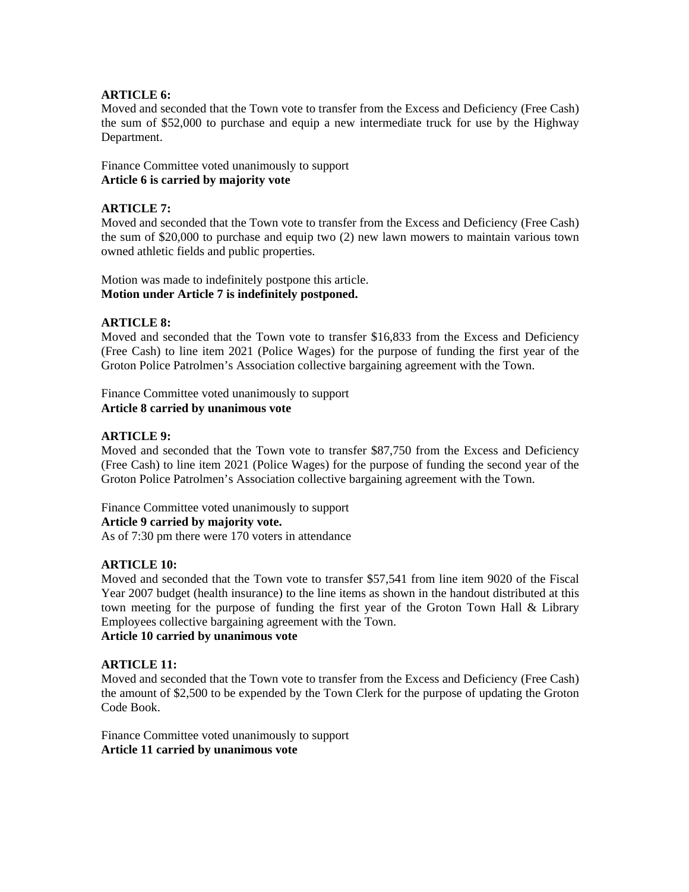**ARTICLE 6:**
Moved and seconded that the Town vote to transfer from the Excess and Deficiency (Free Cash) the sum of $52,000 to purchase and equip a new intermediate truck for use by the Highway Department.

Finance Committee voted unanimously to support
**Article 6 is carried by majority vote**

**ARTICLE 7:**
Moved and seconded that the Town vote to transfer from the Excess and Deficiency (Free Cash) the sum of $20,000 to purchase and equip two (2) new lawn mowers to maintain various town owned athletic fields and public properties.

Motion was made to indefinitely postpone this article.
**Motion under Article 7 is indefinitely postponed.**

**ARTICLE 8:**
Moved and seconded that the Town vote to transfer $16,833 from the Excess and Deficiency (Free Cash) to line item 2021 (Police Wages) for the purpose of funding the first year of the Groton Police Patrolmen's Association collective bargaining agreement with the Town.

Finance Committee voted unanimously to support
**Article 8 carried by unanimous vote**

**ARTICLE 9:**
Moved and seconded that the Town vote to transfer $87,750 from the Excess and Deficiency (Free Cash) to line item 2021 (Police Wages) for the purpose of funding the second year of the Groton Police Patrolmen's Association collective bargaining agreement with the Town.

Finance Committee voted unanimously to support
**Article 9 carried by majority vote.**
As of 7:30 pm there were 170 voters in attendance

**ARTICLE 10:**
Moved and seconded that the Town vote to transfer $57,541 from line item 9020 of the Fiscal Year 2007 budget (health insurance) to the line items as shown in the handout distributed at this town meeting for the purpose of funding the first year of the Groton Town Hall & Library Employees collective bargaining agreement with the Town.
**Article 10 carried by unanimous vote**

**ARTICLE 11:**
Moved and seconded that the Town vote to transfer from the Excess and Deficiency (Free Cash) the amount of $2,500 to be expended by the Town Clerk for the purpose of updating the Groton Code Book.

Finance Committee voted unanimously to support
**Article 11 carried by unanimous vote**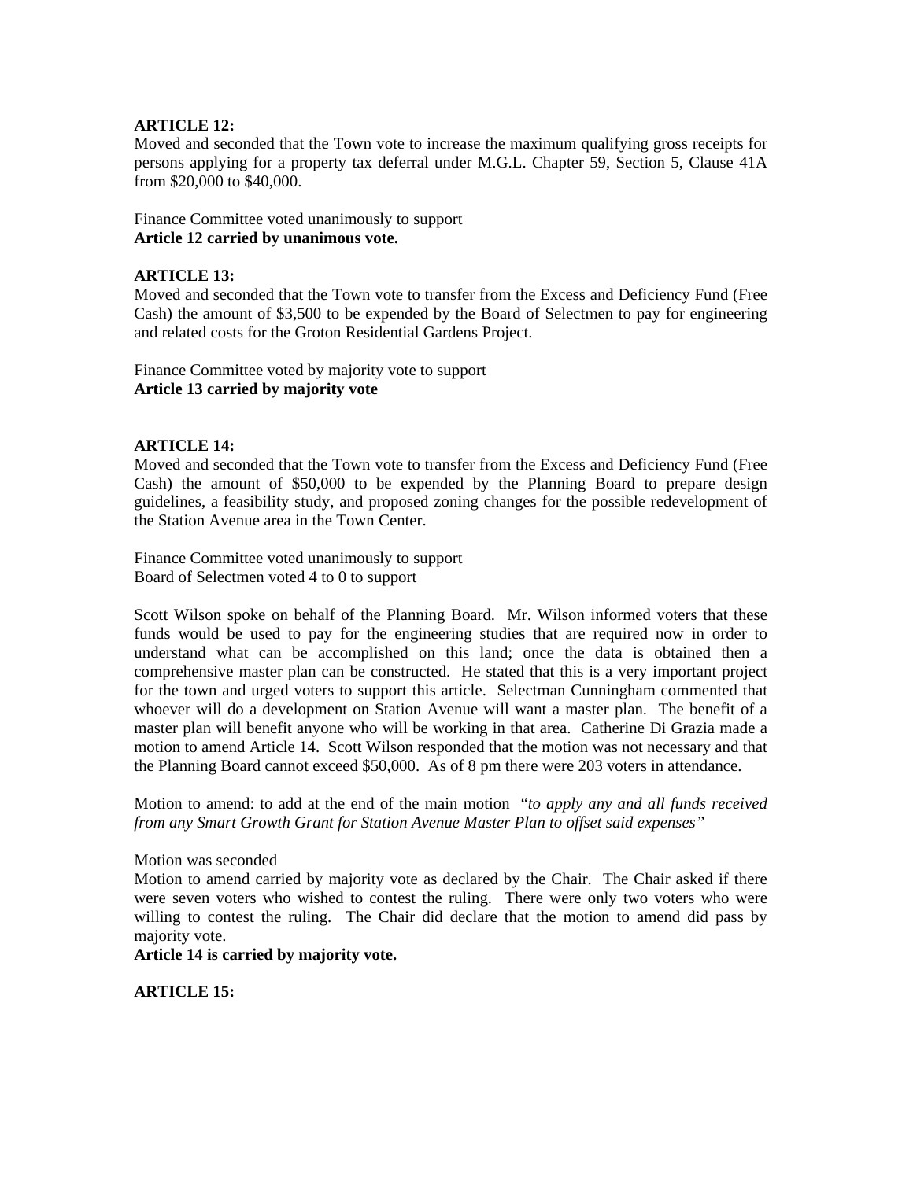**ARTICLE 12:**
Moved and seconded that the Town vote to increase the maximum qualifying gross receipts for persons applying for a property tax deferral under M.G.L. Chapter 59, Section 5, Clause 41A from $20,000 to $40,000.

Finance Committee voted unanimously to support
**Article 12 carried by unanimous vote.**

**ARTICLE 13:**
Moved and seconded that the Town vote to transfer from the Excess and Deficiency Fund (Free Cash) the amount of $3,500 to be expended by the Board of Selectmen to pay for engineering and related costs for the Groton Residential Gardens Project.

Finance Committee voted by majority vote to support
**Article 13 carried by majority vote**

**ARTICLE 14:**
Moved and seconded that the Town vote to transfer from the Excess and Deficiency Fund (Free Cash) the amount of $50,000 to be expended by the Planning Board to prepare design guidelines, a feasibility study, and proposed zoning changes for the possible redevelopment of the Station Avenue area in the Town Center.

Finance Committee voted unanimously to support
Board of Selectmen voted 4 to 0 to support

Scott Wilson spoke on behalf of the Planning Board. Mr. Wilson informed voters that these funds would be used to pay for the engineering studies that are required now in order to understand what can be accomplished on this land; once the data is obtained then a comprehensive master plan can be constructed. He stated that this is a very important project for the town and urged voters to support this article. Selectman Cunningham commented that whoever will do a development on Station Avenue will want a master plan. The benefit of a master plan will benefit anyone who will be working in that area. Catherine Di Grazia made a motion to amend Article 14. Scott Wilson responded that the motion was not necessary and that the Planning Board cannot exceed $50,000. As of 8 pm there were 203 voters in attendance.

Motion to amend: to add at the end of the main motion *"to apply any and all funds received from any Smart Growth Grant for Station Avenue Master Plan to offset said expenses"*

Motion was seconded
Motion to amend carried by majority vote as declared by the Chair. The Chair asked if there were seven voters who wished to contest the ruling. There were only two voters who were willing to contest the ruling. The Chair did declare that the motion to amend did pass by majority vote.
**Article 14 is carried by majority vote.**

**ARTICLE 15:**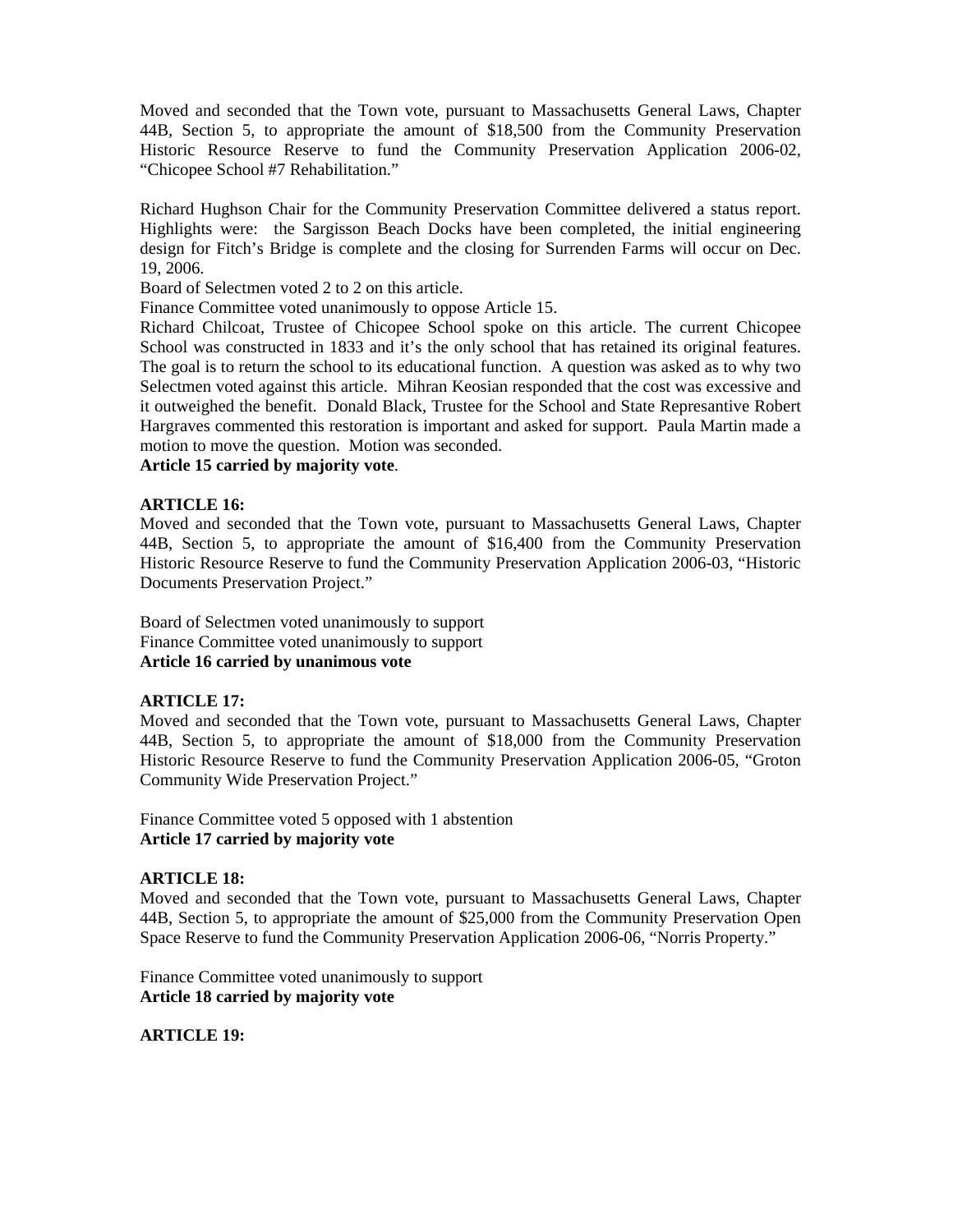Moved and seconded that the Town vote, pursuant to Massachusetts General Laws, Chapter 44B, Section 5, to appropriate the amount of $18,500 from the Community Preservation Historic Resource Reserve to fund the Community Preservation Application 2006-02, "Chicopee School #7 Rehabilitation."

Richard Hughson Chair for the Community Preservation Committee delivered a status report. Highlights were: the Sargisson Beach Docks have been completed, the initial engineering design for Fitch's Bridge is complete and the closing for Surrenden Farms will occur on Dec. 19, 2006.

Board of Selectmen voted 2 to 2 on this article.

Finance Committee voted unanimously to oppose Article 15.

Richard Chilcoat, Trustee of Chicopee School spoke on this article. The current Chicopee School was constructed in 1833 and it's the only school that has retained its original features. The goal is to return the school to its educational function. A question was asked as to why two Selectmen voted against this article. Mihran Keosian responded that the cost was excessive and it outweighed the benefit. Donald Black, Trustee for the School and State Represantive Robert Hargraves commented this restoration is important and asked for support. Paula Martin made a motion to move the question. Motion was seconded.

**Article 15 carried by majority vote**.

**ARTICLE 16:**

Moved and seconded that the Town vote, pursuant to Massachusetts General Laws, Chapter 44B, Section 5, to appropriate the amount of $16,400 from the Community Preservation Historic Resource Reserve to fund the Community Preservation Application 2006-03, "Historic Documents Preservation Project."

Board of Selectmen voted unanimously to support
Finance Committee voted unanimously to support
**Article 16 carried by unanimous vote**

**ARTICLE 17:**

Moved and seconded that the Town vote, pursuant to Massachusetts General Laws, Chapter 44B, Section 5, to appropriate the amount of $18,000 from the Community Preservation Historic Resource Reserve to fund the Community Preservation Application 2006-05, "Groton Community Wide Preservation Project."

Finance Committee voted 5 opposed with 1 abstention
**Article 17 carried by majority vote**

**ARTICLE 18:**

Moved and seconded that the Town vote, pursuant to Massachusetts General Laws, Chapter 44B, Section 5, to appropriate the amount of $25,000 from the Community Preservation Open Space Reserve to fund the Community Preservation Application 2006-06, "Norris Property."

Finance Committee voted unanimously to support
**Article 18 carried by majority vote**

**ARTICLE 19:**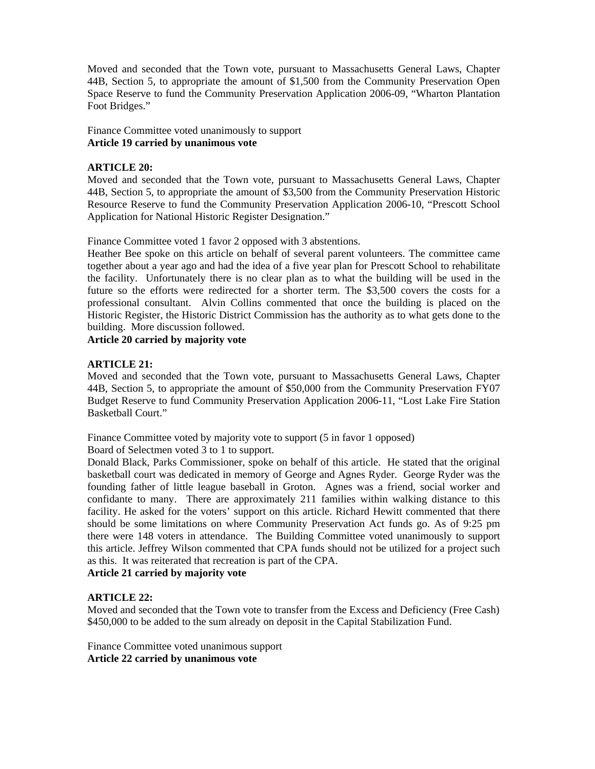Moved and seconded that the Town vote, pursuant to Massachusetts General Laws, Chapter 44B, Section 5, to appropriate the amount of $1,500 from the Community Preservation Open Space Reserve to fund the Community Preservation Application 2006-09, "Wharton Plantation Foot Bridges."

Finance Committee voted unanimously to support
**Article 19 carried by unanimous vote**

**ARTICLE 20:**
Moved and seconded that the Town vote, pursuant to Massachusetts General Laws, Chapter 44B, Section 5, to appropriate the amount of $3,500 from the Community Preservation Historic Resource Reserve to fund the Community Preservation Application 2006-10, "Prescott School Application for National Historic Register Designation."

Finance Committee voted 1 favor 2 opposed with 3 abstentions.
Heather Bee spoke on this article on behalf of several parent volunteers. The committee came together about a year ago and had the idea of a five year plan for Prescott School to rehabilitate the facility. Unfortunately there is no clear plan as to what the building will be used in the future so the efforts were redirected for a shorter term. The $3,500 covers the costs for a professional consultant. Alvin Collins commented that once the building is placed on the Historic Register, the Historic District Commission has the authority as to what gets done to the building. More discussion followed.
**Article 20 carried by majority vote**

**ARTICLE 21:**
Moved and seconded that the Town vote, pursuant to Massachusetts General Laws, Chapter 44B, Section 5, to appropriate the amount of $50,000 from the Community Preservation FY07 Budget Reserve to fund Community Preservation Application 2006-11, "Lost Lake Fire Station Basketball Court."

Finance Committee voted by majority vote to support (5 in favor 1 opposed)
Board of Selectmen voted 3 to 1 to support.
Donald Black, Parks Commissioner, spoke on behalf of this article. He stated that the original basketball court was dedicated in memory of George and Agnes Ryder. George Ryder was the founding father of little league baseball in Groton. Agnes was a friend, social worker and confidante to many. There are approximately 211 families within walking distance to this facility. He asked for the voters' support on this article. Richard Hewitt commented that there should be some limitations on where Community Preservation Act funds go. As of 9:25 pm there were 148 voters in attendance. The Building Committee voted unanimously to support this article. Jeffrey Wilson commented that CPA funds should not be utilized for a project such as this. It was reiterated that recreation is part of the CPA.
**Article 21 carried by majority vote**

**ARTICLE 22:**
Moved and seconded that the Town vote to transfer from the Excess and Deficiency (Free Cash) $450,000 to be added to the sum already on deposit in the Capital Stabilization Fund.

Finance Committee voted unanimous support
**Article 22 carried by unanimous vote**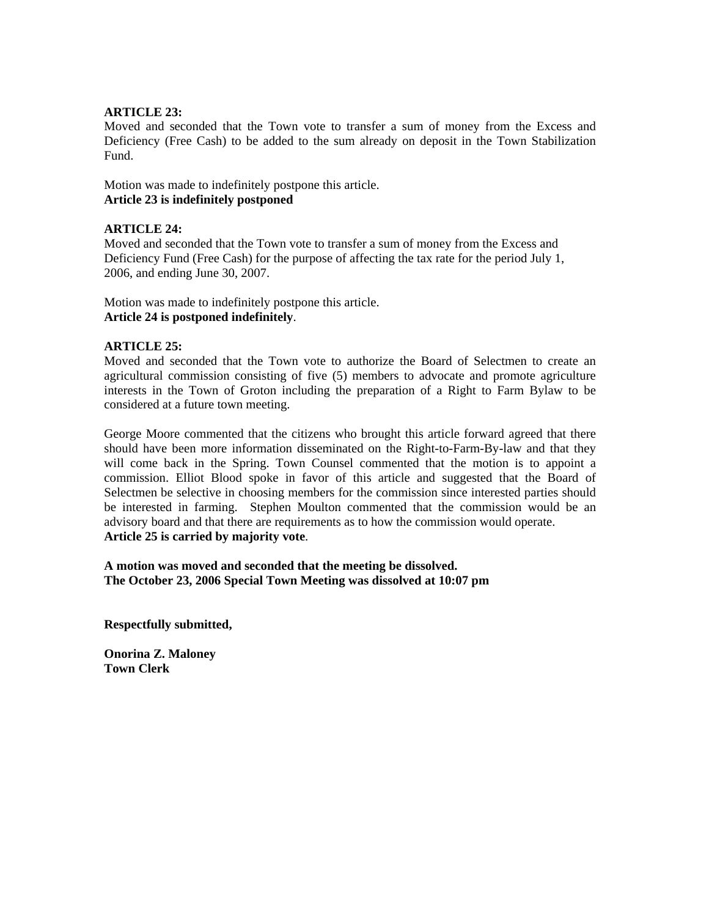**ARTICLE 23:**
Moved and seconded that the Town vote to transfer a sum of money from the Excess and Deficiency (Free Cash) to be added to the sum already on deposit in the Town Stabilization Fund.

Motion was made to indefinitely postpone this article.
**Article 23 is indefinitely postponed**

**ARTICLE 24:**
Moved and seconded that the Town vote to transfer a sum of money from the Excess and Deficiency Fund (Free Cash) for the purpose of affecting the tax rate for the period July 1, 2006, and ending June 30, 2007.

Motion was made to indefinitely postpone this article.
**Article 24 is postponed indefinitely**.

**ARTICLE 25:**
Moved and seconded that the Town vote to authorize the Board of Selectmen to create an agricultural commission consisting of five (5) members to advocate and promote agriculture interests in the Town of Groton including the preparation of a Right to Farm Bylaw to be considered at a future town meeting.

George Moore commented that the citizens who brought this article forward agreed that there should have been more information disseminated on the Right-to-Farm-By-law and that they will come back in the Spring. Town Counsel commented that the motion is to appoint a commission. Elliot Blood spoke in favor of this article and suggested that the Board of Selectmen be selective in choosing members for the commission since interested parties should be interested in farming. Stephen Moulton commented that the commission would be an advisory board and that there are requirements as to how the commission would operate.
**Article 25 is carried by majority vote**.

**A motion was moved and seconded that the meeting be dissolved.**
**The October 23, 2006 Special Town Meeting was dissolved at 10:07 pm**

**Respectfully submitted,**

**Onorina Z. Maloney**
**Town Clerk**